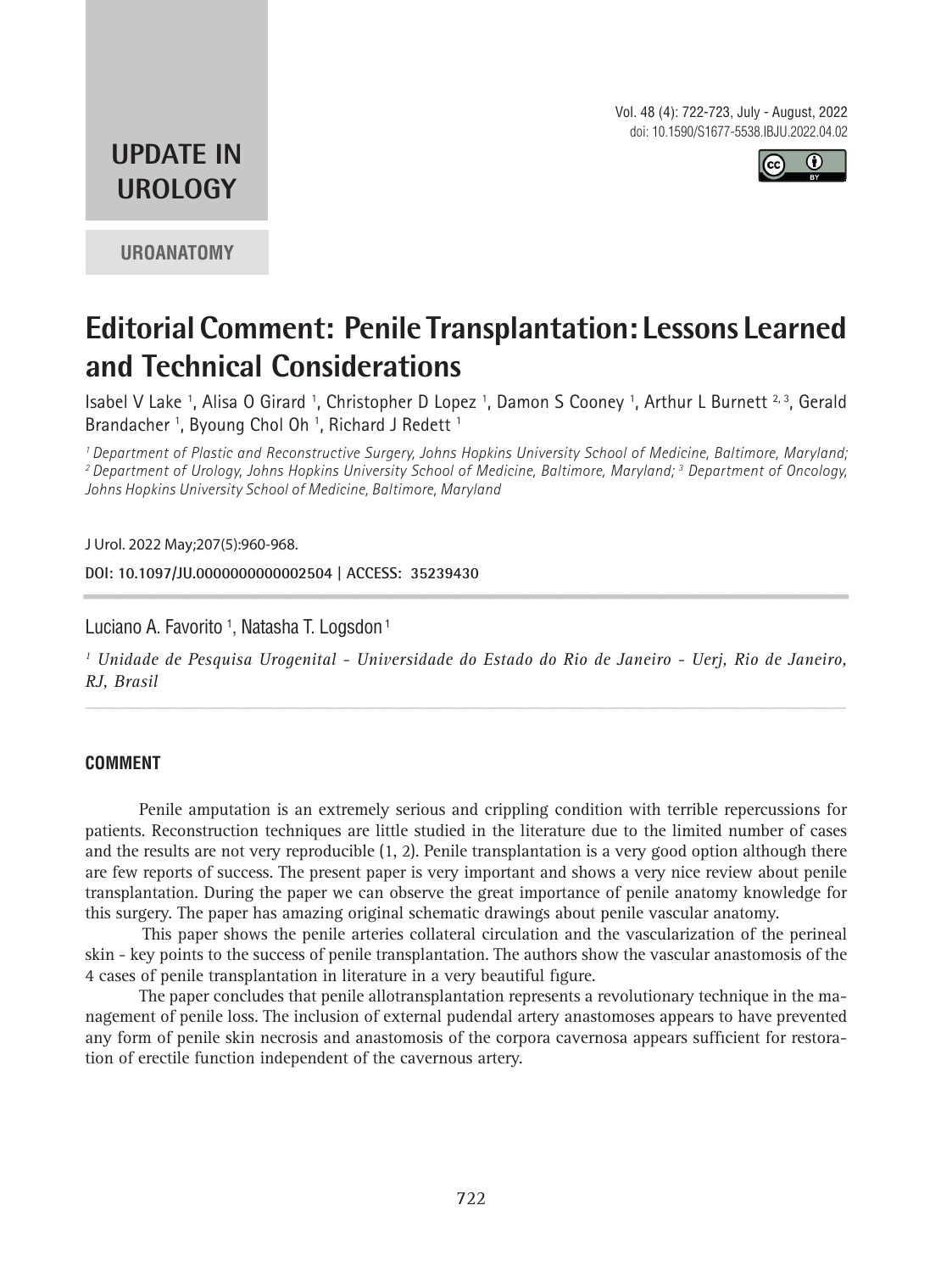**UPDATE IN UROLOGY**

**UROANATOMY**

# Editorial Comment: Penile Transplantation: Lessons Learned and Technical Considerations

Isabel V Lake [1], Alisa O Girard [1], Christopher D Lopez [1], Damon S Cooney [1], Arthur L Burnett [2, 3], Gerald Brandacher [1], Byoung Chol Oh [1], Richard J Redett [1]

*[1] Department of Plastic and Reconstructive Surgery, Johns Hopkins University School of Medicine, Baltimore, Maryland; [2] Department of Urology, Johns Hopkins University School of Medicine, Baltimore, Maryland; [3] Department of Oncology, Johns Hopkins University School of Medicine, Baltimore, Maryland*

J Urol. 2022 May;207(5):960-968.

**DOI: 10.1097/JU.0000000000002504 | ACCESS: 35239430**

---

Luciano A. Favorito [1], Natasha T. Logsdon [1]

*[1] Unidade de Pesquisa Urogenital - Universidade do Estado do Rio de Janeiro - Uerj, Rio de Janeiro, RJ, Brasil*

---

## COMMENT

Penile amputation is an extremely serious and crippling condition with terrible repercussions for patients. Reconstruction techniques are little studied in the literature due to the limited number of cases and the results are not very reproducible (1, 2). Penile transplantation is a very good option although there are few reports of success. The present paper is very important and shows a very nice review about penile transplantation. During the paper we can observe the great importance of penile anatomy knowledge for this surgery. The paper has amazing original schematic drawings about penile vascular anatomy.

This paper shows the penile arteries collateral circulation and the vascularization of the perineal skin - key points to the success of penile transplantation. The authors show the vascular anastomosis of the 4 cases of penile transplantation in literature in a very beautiful figure.

The paper concludes that penile allotransplantation represents a revolutionary technique in the management of penile loss. The inclusion of external pudendal artery anastomoses appears to have prevented any form of penile skin necrosis and anastomosis of the corpora cavernosa appears sufficient for restoration of erectile function independent of the cavernous artery.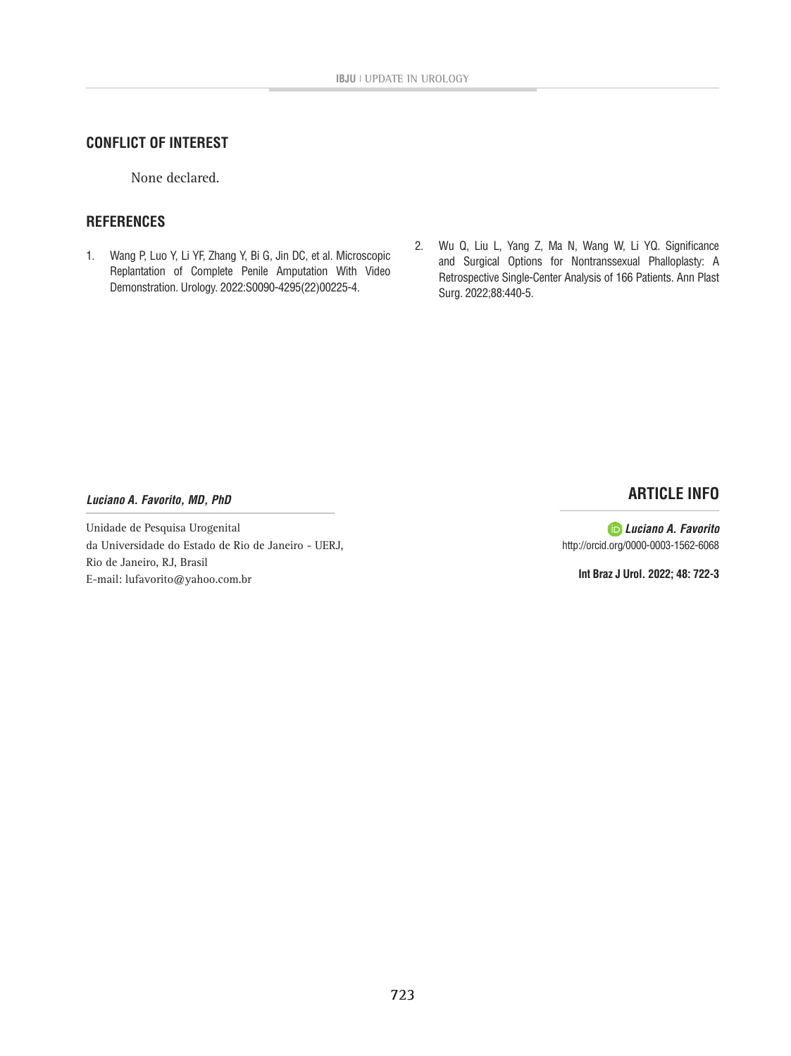## CONFLICT OF INTEREST

None declared.

## REFERENCES

1. Wang P, Luo Y, Li YF, Zhang Y, Bi G, Jin DC, et al. Microscopic Replantation of Complete Penile Amputation With Video Demonstration. Urology. 2022:S0090-4295(22)00225-4.
2. Wu Q, Liu L, Yang Z, Ma N, Wang W, Li YQ. Significance and Surgical Options for Nontranssexual Phalloplasty: A Retrospective Single-Center Analysis of 166 Patients. Ann Plast Surg. 2022;88:440-5.

***Luciano A. Favorito, MD, PhD***

Unidade de Pesquisa Urogenital
da Universidade do Estado de Rio de Janeiro - UERJ,
Rio de Janeiro, RJ, Brasil
E-mail: lufavorito@yahoo.com.br

## ARTICLE INFO

***Luciano A. Favorito***
http://orcid.org/0000-0003-1562-6068

**Int Braz J Urol. 2022; 48: 722-3**